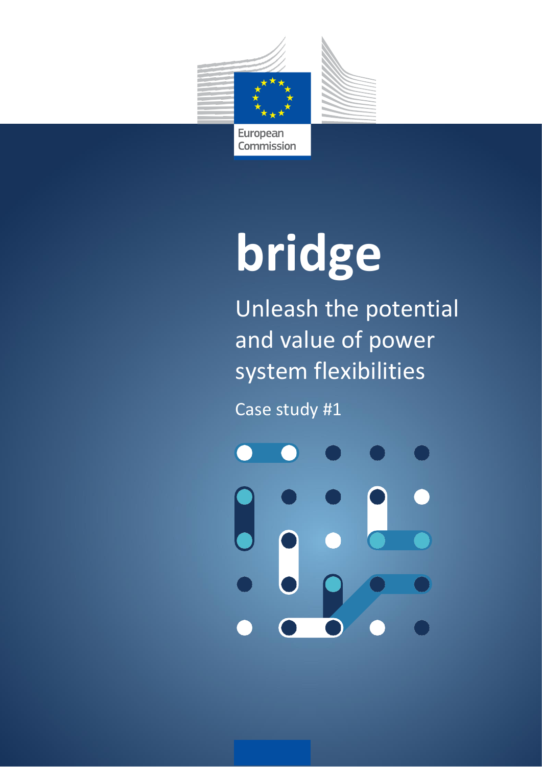European Commission

# bridge

## Unleash the potential and value of power system flexibilities

Case study #1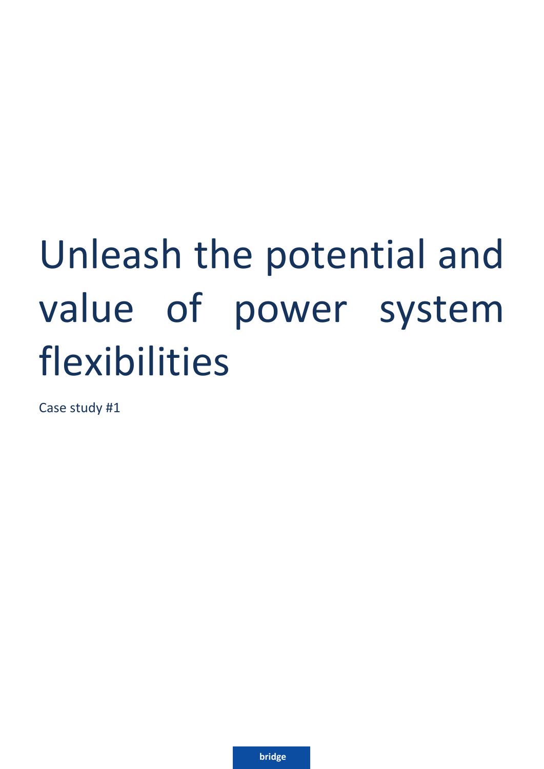# Unleash the potential and value of power system flexibilities

Case study #1

bridge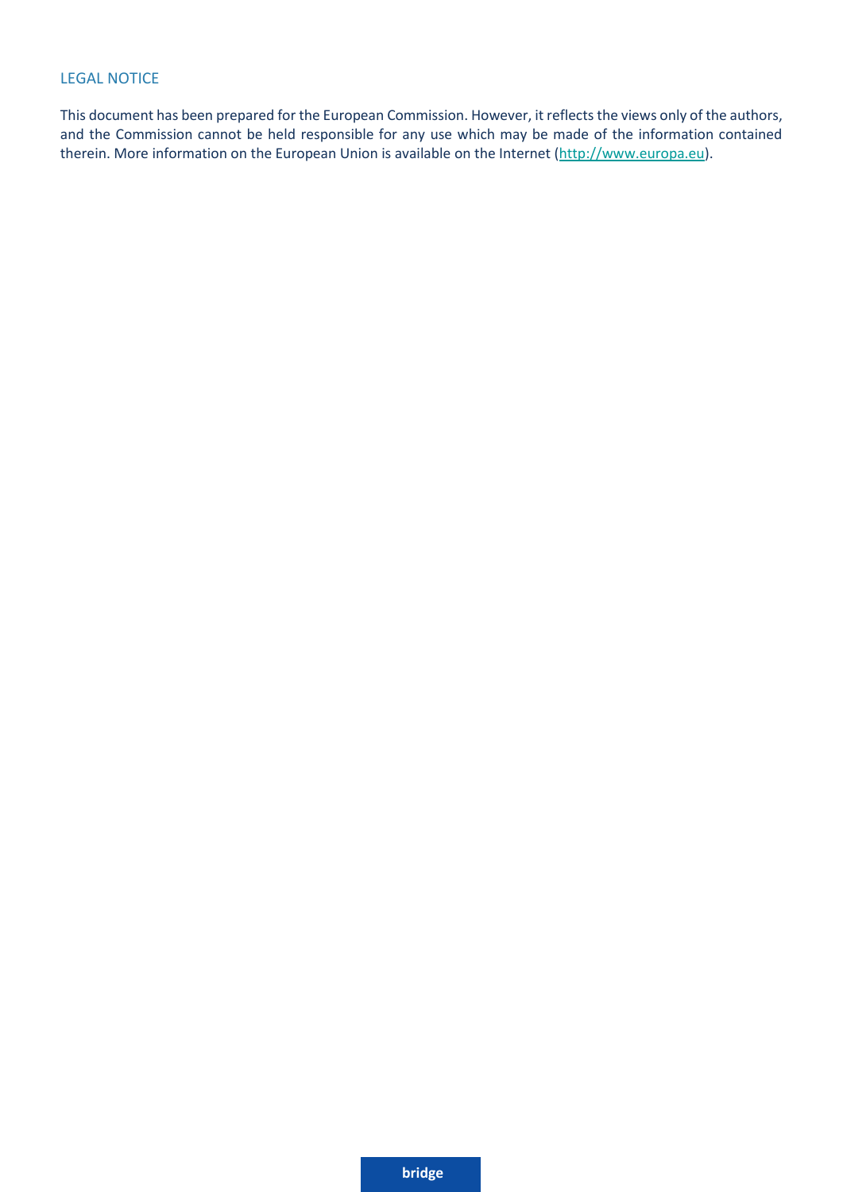## LEGAL NOTICE

This document has been prepared for the European Commission. However, it reflects the views only of the authors, and the Commission cannot be held responsible for any use which may be made of the information contained therein. More information on the European Union is available on the Internet (http://www.europa.eu).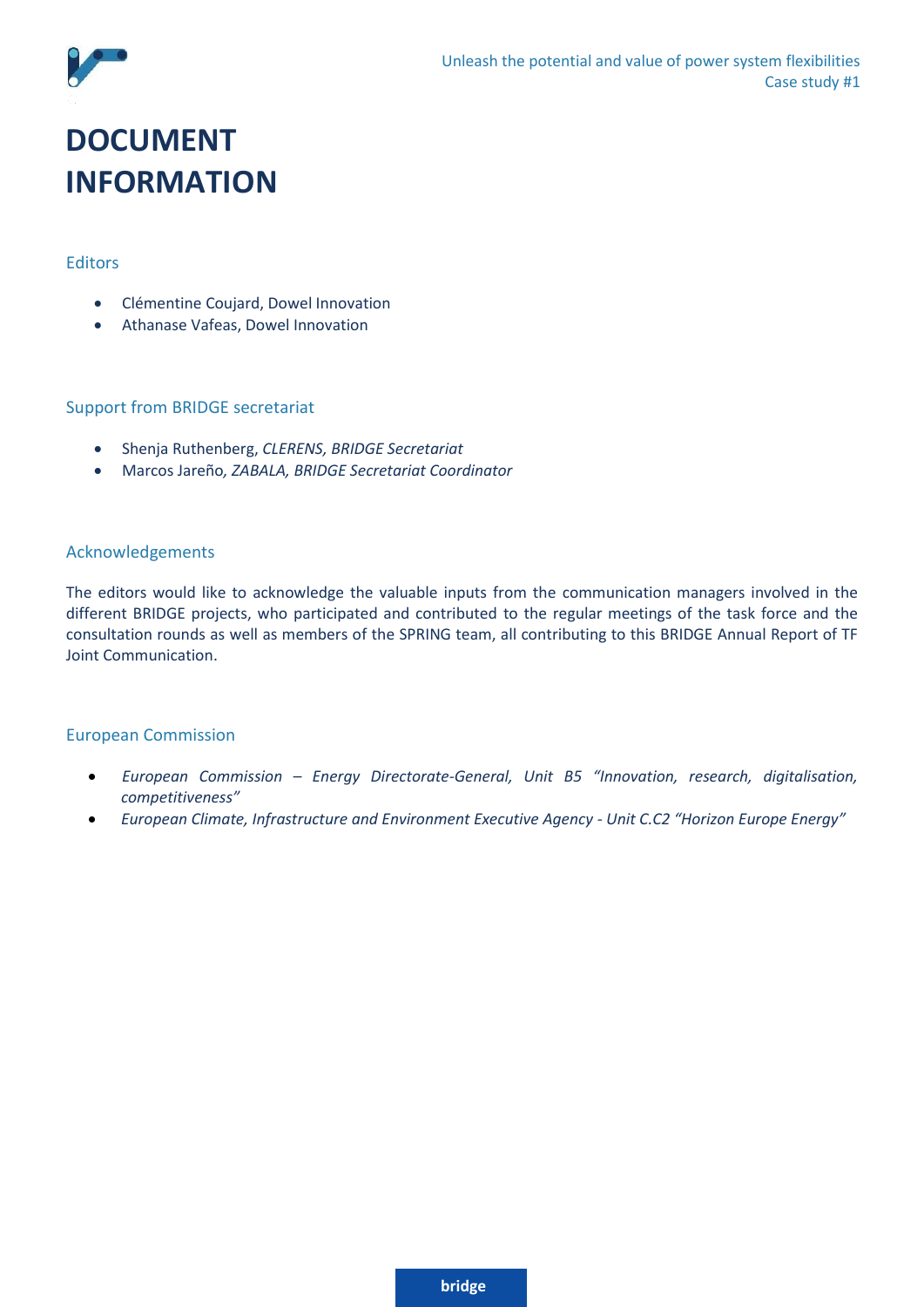# DOCUMENT INFORMATION

## Editors

- Clémentine Coujard, Dowel Innovation
- Athanase Vafeas, Dowel Innovation

## Support from BRIDGE secretariat

- Shenja Ruthenberg, *CLERENS, BRIDGE Secretariat*
- Marcos Jareño*, ZABALA, BRIDGE Secretariat Coordinator*

## Acknowledgements

The editors would like to acknowledge the valuable inputs from the communication managers involved in the different BRIDGE projects, who participated and contributed to the regular meetings of the task force and the consultation rounds as well as members of the SPRING team, all contributing to this BRIDGE Annual Report of TF Joint Communication.

## European Commission

- *European Commission – Energy Directorate-General, Unit B5 "Innovation, research, digitalisation, competitiveness"*
- *European Climate, Infrastructure and Environment Executive Agency - Unit C.C2 "Horizon Europe Energy"*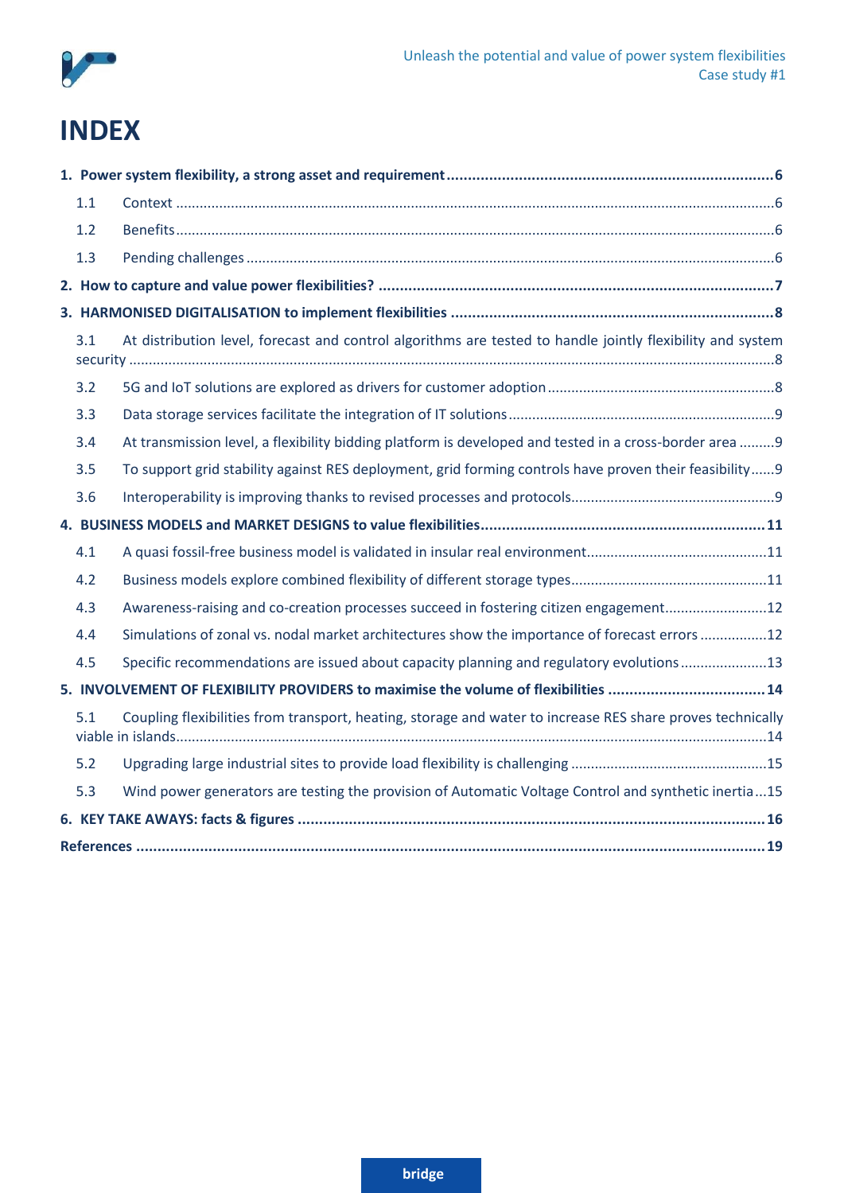# INDEX

**1. Power system flexibility, a strong asset and requirement ... 6**

- 1.1 Context ... 6
- 1.2 Benefits ... 6
- 1.3 Pending challenges ... 6

**2. How to capture and value power flexibilities? ... 7**

**3. HARMONISED DIGITALISATION to implement flexibilities ... 8**

- 3.1 At distribution level, forecast and control algorithms are tested to handle jointly flexibility and system security ... 8
- 3.2 5G and IoT solutions are explored as drivers for customer adoption ... 8
- 3.3 Data storage services facilitate the integration of IT solutions ... 9
- 3.4 At transmission level, a flexibility bidding platform is developed and tested in a cross-border area ... 9
- 3.5 To support grid stability against RES deployment, grid forming controls have proven their feasibility ... 9
- 3.6 Interoperability is improving thanks to revised processes and protocols ... 9

**4. BUSINESS MODELS and MARKET DESIGNS to value flexibilities ... 11**

- 4.1 A quasi fossil-free business model is validated in insular real environment ... 11
- 4.2 Business models explore combined flexibility of different storage types ... 11
- 4.3 Awareness-raising and co-creation processes succeed in fostering citizen engagement ... 12
- 4.4 Simulations of zonal vs. nodal market architectures show the importance of forecast errors ... 12
- 4.5 Specific recommendations are issued about capacity planning and regulatory evolutions ... 13

**5. INVOLVEMENT OF FLEXIBILITY PROVIDERS to maximise the volume of flexibilities ... 14**

- 5.1 Coupling flexibilities from transport, heating, storage and water to increase RES share proves technically viable in islands ... 14
- 5.2 Upgrading large industrial sites to provide load flexibility is challenging ... 15
- 5.3 Wind power generators are testing the provision of Automatic Voltage Control and synthetic inertia ... 15

**6. KEY TAKE AWAYS: facts & figures ... 16**

**References ... 19**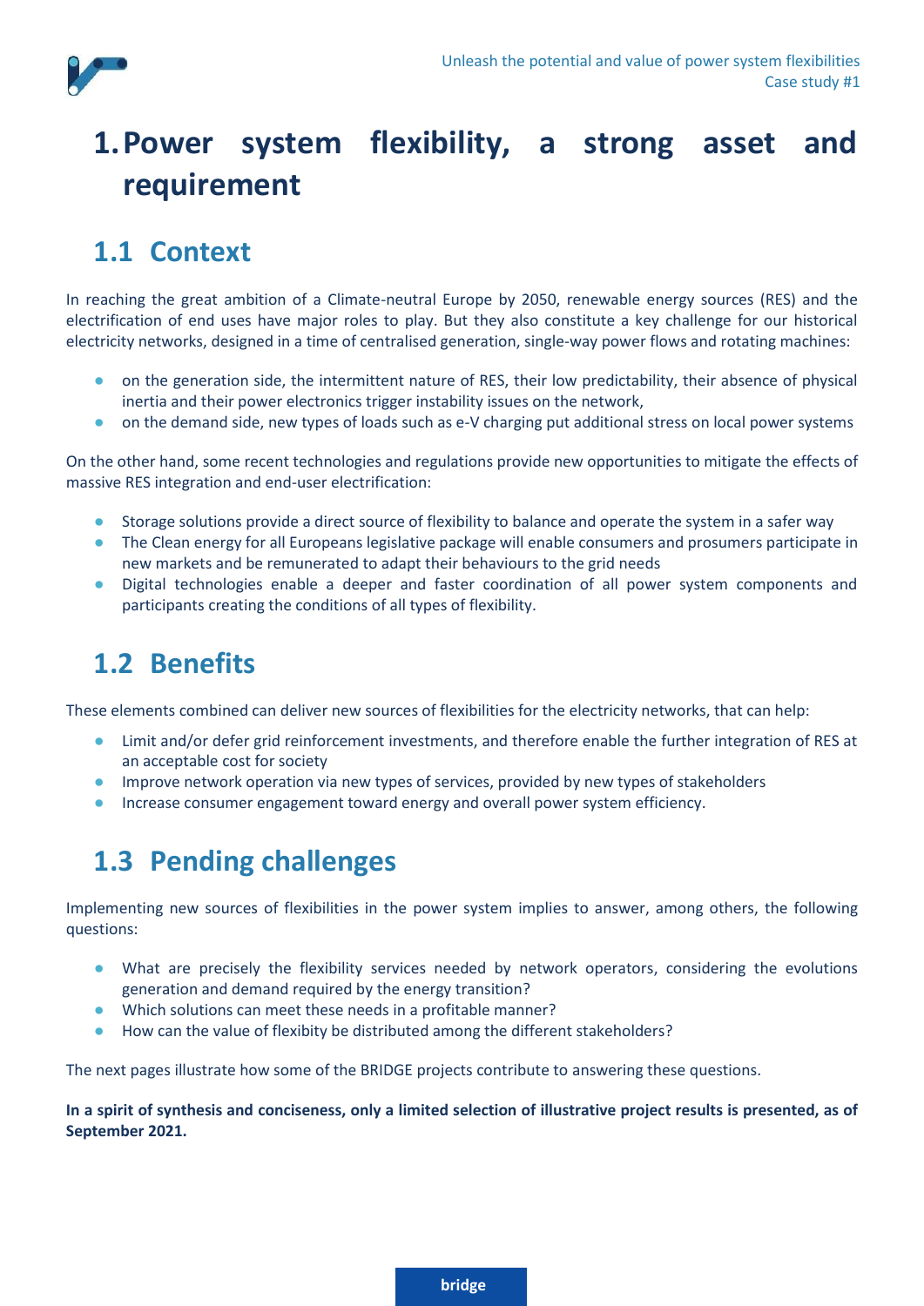# 1. Power system flexibility, a strong asset and requirement

## 1.1 Context

In reaching the great ambition of a Climate-neutral Europe by 2050, renewable energy sources (RES) and the electrification of end uses have major roles to play. But they also constitute a key challenge for our historical electricity networks, designed in a time of centralised generation, single-way power flows and rotating machines:

- on the generation side, the intermittent nature of RES, their low predictability, their absence of physical inertia and their power electronics trigger instability issues on the network,
- on the demand side, new types of loads such as e-V charging put additional stress on local power systems

On the other hand, some recent technologies and regulations provide new opportunities to mitigate the effects of massive RES integration and end-user electrification:

- Storage solutions provide a direct source of flexibility to balance and operate the system in a safer way
- The Clean energy for all Europeans legislative package will enable consumers and prosumers participate in new markets and be remunerated to adapt their behaviours to the grid needs
- Digital technologies enable a deeper and faster coordination of all power system components and participants creating the conditions of all types of flexibility.

## 1.2 Benefits

These elements combined can deliver new sources of flexibilities for the electricity networks, that can help:

- Limit and/or defer grid reinforcement investments, and therefore enable the further integration of RES at an acceptable cost for society
- Improve network operation via new types of services, provided by new types of stakeholders
- Increase consumer engagement toward energy and overall power system efficiency.

## 1.3 Pending challenges

Implementing new sources of flexibilities in the power system implies to answer, among others, the following questions:

- What are precisely the flexibility services needed by network operators, considering the evolutions generation and demand required by the energy transition?
- Which solutions can meet these needs in a profitable manner?
- How can the value of flexibity be distributed among the different stakeholders?

The next pages illustrate how some of the BRIDGE projects contribute to answering these questions.

**In a spirit of synthesis and conciseness, only a limited selection of illustrative project results is presented, as of September 2021.**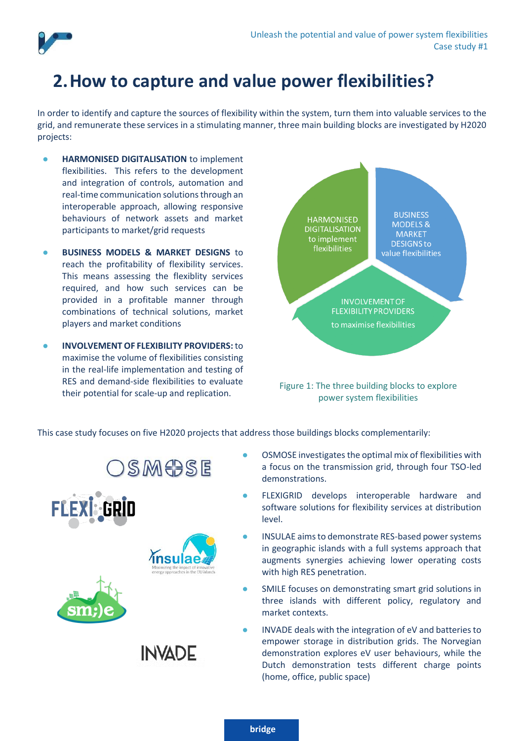# 2. How to capture and value power flexibilities?

In order to identify and capture the sources of flexibility within the system, turn them into valuable services to the grid, and remunerate these services in a stimulating manner, three main building blocks are investigated by H2020 projects:

- **HARMONISED DIGITALISATION** to implement flexibilities. This refers to the development and integration of controls, automation and real-time communication solutions through an interoperable approach, allowing responsive behaviours of network assets and market participants to market/grid requests
- **BUSINESS MODELS & MARKET DESIGNS** to reach the profitability of flexibility services. This means assessing the flexiblity services required, and how such services can be provided in a profitable manner through combinations of technical solutions, market players and market conditions
- **INVOLVEMENT OF FLEXIBILITY PROVIDERS:** to maximise the volume of flexibilities consisting in the real-life implementation and testing of RES and demand-side flexibilities to evaluate their potential for scale-up and replication.

HARMONISED DIGITALISATION to implement flexibilities

BUSINESS MODELS & MARKET DESIGNS to value flexibilities

INVOLVEMENT OF FLEXIBILITY PROVIDERS to maximise flexibilities

Figure 1: The three building blocks to explore power system flexibilities

This case study focuses on five H2020 projects that address those buildings blocks complementarily:

- OSMOSE investigates the optimal mix of flexibilities with a focus on the transmission grid, through four TSO-led demonstrations.
- FLEXIGRID develops interoperable hardware and software solutions for flexibility services at distribution level.
- INSULAE aims to demonstrate RES-based power systems in geographic islands with a full systems approach that augments synergies achieving lower operating costs with high RES penetration.
- SMILE focuses on demonstrating smart grid solutions in three islands with different policy, regulatory and market contexts.
- INVADE deals with the integration of eV and batteries to empower storage in distribution grids. The Norvegian demonstration explores eV user behaviours, while the Dutch demonstration tests different charge points (home, office, public space)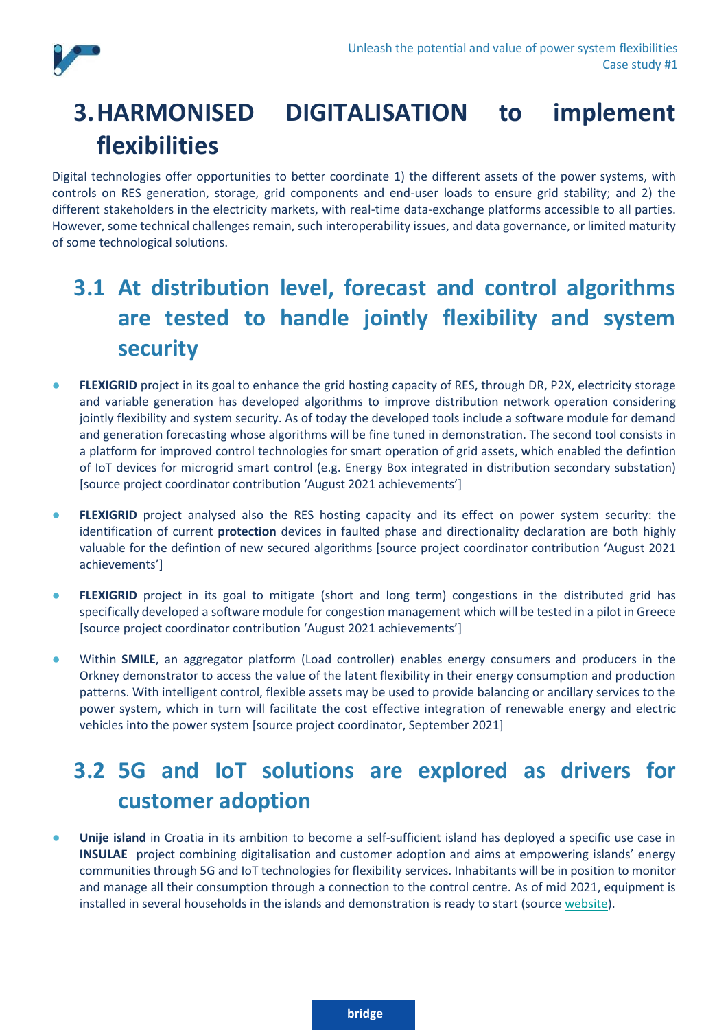# 3. HARMONISED DIGITALISATION to implement flexibilities

Digital technologies offer opportunities to better coordinate 1) the different assets of the power systems, with controls on RES generation, storage, grid components and end-user loads to ensure grid stability; and 2) the different stakeholders in the electricity markets, with real-time data-exchange platforms accessible to all parties. However, some technical challenges remain, such interoperability issues, and data governance, or limited maturity of some technological solutions.

## 3.1 At distribution level, forecast and control algorithms are tested to handle jointly flexibility and system security

- **FLEXIGRID** project in its goal to enhance the grid hosting capacity of RES, through DR, P2X, electricity storage and variable generation has developed algorithms to improve distribution network operation considering jointly flexibility and system security. As of today the developed tools include a software module for demand and generation forecasting whose algorithms will be fine tuned in demonstration. The second tool consists in a platform for improved control technologies for smart operation of grid assets, which enabled the defintion of IoT devices for microgrid smart control (e.g. Energy Box integrated in distribution secondary substation) [source project coordinator contribution 'August 2021 achievements']

- **FLEXIGRID** project analysed also the RES hosting capacity and its effect on power system security: the identification of current **protection** devices in faulted phase and directionality declaration are both highly valuable for the defintion of new secured algorithms [source project coordinator contribution 'August 2021 achievements']

- **FLEXIGRID** project in its goal to mitigate (short and long term) congestions in the distributed grid has specifically developed a software module for congestion management which will be tested in a pilot in Greece [source project coordinator contribution 'August 2021 achievements']

- Within **SMILE**, an aggregator platform (Load controller) enables energy consumers and producers in the Orkney demonstrator to access the value of the latent flexibility in their energy consumption and production patterns. With intelligent control, flexible assets may be used to provide balancing or ancillary services to the power system, which in turn will facilitate the cost effective integration of renewable energy and electric vehicles into the power system [source project coordinator, September 2021]

## 3.2 5G and IoT solutions are explored as drivers for customer adoption

- **Unije island** in Croatia in its ambition to become a self-sufficient island has deployed a specific use case in **INSULAE** project combining digitalisation and customer adoption and aims at empowering islands' energy communities through 5G and IoT technologies for flexibility services. Inhabitants will be in position to monitor and manage all their consumption through a connection to the control centre. As of mid 2021, equipment is installed in several households in the islands and demonstration is ready to start (source website).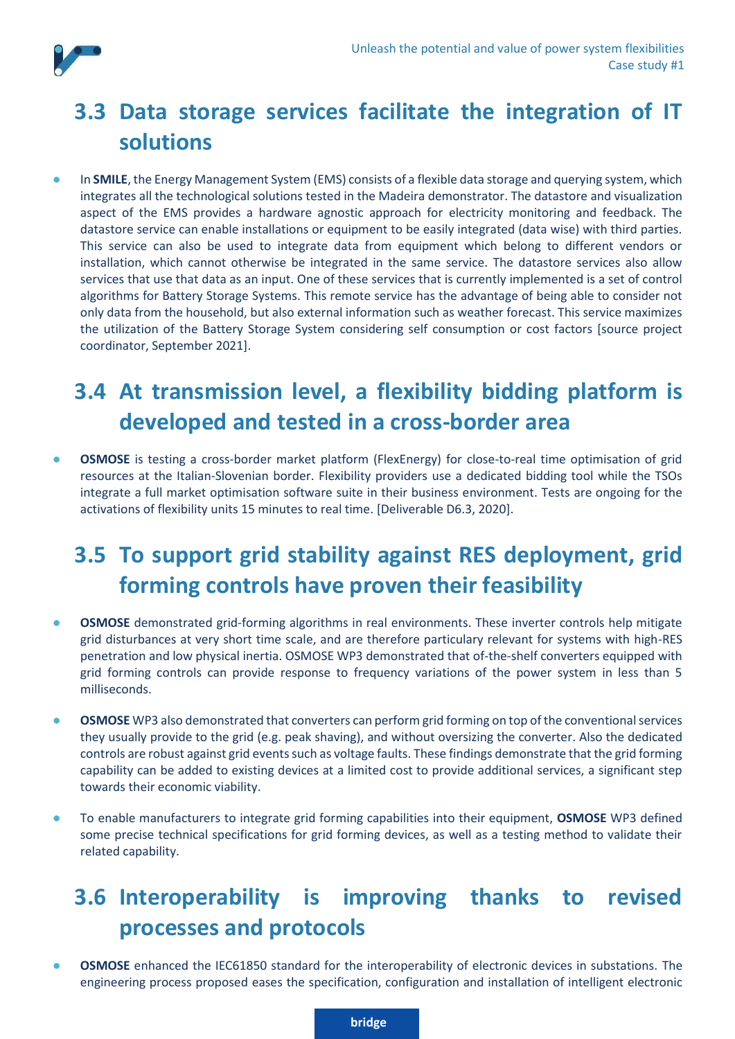## 3.3 Data storage services facilitate the integration of IT solutions

- In **SMILE**, the Energy Management System (EMS) consists of a flexible data storage and querying system, which integrates all the technological solutions tested in the Madeira demonstrator. The datastore and visualization aspect of the EMS provides a hardware agnostic approach for electricity monitoring and feedback. The datastore service can enable installations or equipment to be easily integrated (data wise) with third parties. This service can also be used to integrate data from equipment which belong to different vendors or installation, which cannot otherwise be integrated in the same service. The datastore services also allow services that use that data as an input. One of these services that is currently implemented is a set of control algorithms for Battery Storage Systems. This remote service has the advantage of being able to consider not only data from the household, but also external information such as weather forecast. This service maximizes the utilization of the Battery Storage System considering self consumption or cost factors [source project coordinator, September 2021].

## 3.4 At transmission level, a flexibility bidding platform is developed and tested in a cross-border area

- **OSMOSE** is testing a cross-border market platform (FlexEnergy) for close-to-real time optimisation of grid resources at the Italian-Slovenian border. Flexibility providers use a dedicated bidding tool while the TSOs integrate a full market optimisation software suite in their business environment. Tests are ongoing for the activations of flexibility units 15 minutes to real time. [Deliverable D6.3, 2020].

## 3.5 To support grid stability against RES deployment, grid forming controls have proven their feasibility

- **OSMOSE** demonstrated grid-forming algorithms in real environments. These inverter controls help mitigate grid disturbances at very short time scale, and are therefore particulary relevant for systems with high-RES penetration and low physical inertia. OSMOSE WP3 demonstrated that of-the-shelf converters equipped with grid forming controls can provide response to frequency variations of the power system in less than 5 milliseconds.

- **OSMOSE** WP3 also demonstrated that converters can perform grid forming on top of the conventional services they usually provide to the grid (e.g. peak shaving), and without oversizing the converter. Also the dedicated controls are robust against grid events such as voltage faults. These findings demonstrate that the grid forming capability can be added to existing devices at a limited cost to provide additional services, a significant step towards their economic viability.

- To enable manufacturers to integrate grid forming capabilities into their equipment, **OSMOSE** WP3 defined some precise technical specifications for grid forming devices, as well as a testing method to validate their related capability.

## 3.6 Interoperability is improving thanks to revised processes and protocols

- **OSMOSE** enhanced the IEC61850 standard for the interoperability of electronic devices in substations. The engineering process proposed eases the specification, configuration and installation of intelligent electronic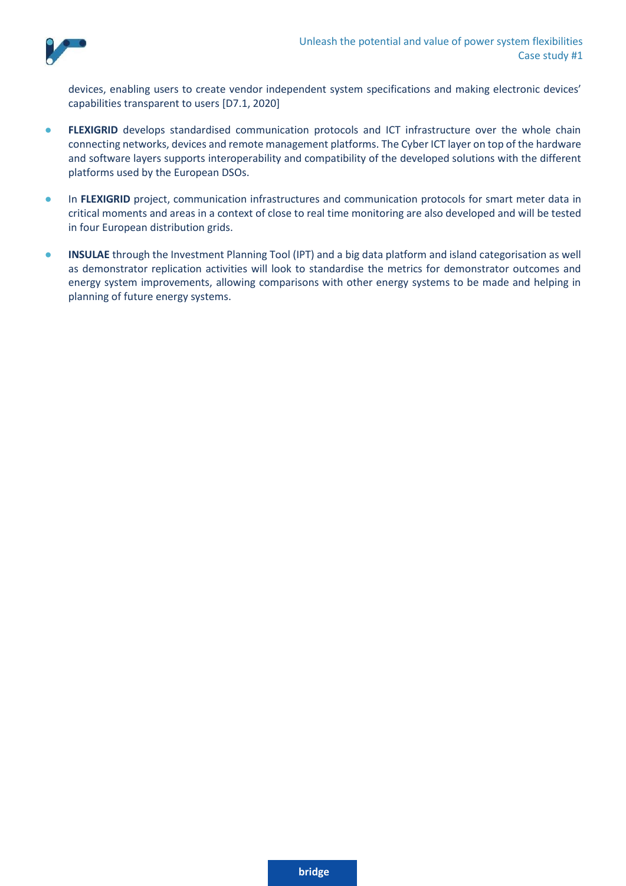devices, enabling users to create vendor independent system specifications and making electronic devices' capabilities transparent to users [D7.1, 2020]

- **FLEXIGRID** develops standardised communication protocols and ICT infrastructure over the whole chain connecting networks, devices and remote management platforms. The Cyber ICT layer on top of the hardware and software layers supports interoperability and compatibility of the developed solutions with the different platforms used by the European DSOs.

- In **FLEXIGRID** project, communication infrastructures and communication protocols for smart meter data in critical moments and areas in a context of close to real time monitoring are also developed and will be tested in four European distribution grids.

- **INSULAE** through the Investment Planning Tool (IPT) and a big data platform and island categorisation as well as demonstrator replication activities will look to standardise the metrics for demonstrator outcomes and energy system improvements, allowing comparisons with other energy systems to be made and helping in planning of future energy systems.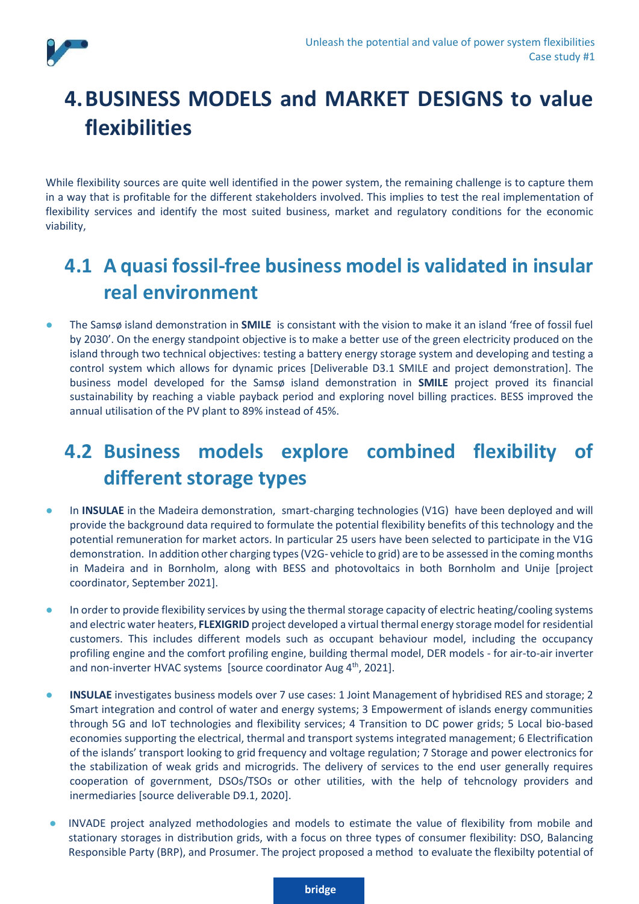# 4. BUSINESS MODELS and MARKET DESIGNS to value flexibilities

While flexibility sources are quite well identified in the power system, the remaining challenge is to capture them in a way that is profitable for the different stakeholders involved. This implies to test the real implementation of flexibility services and identify the most suited business, market and regulatory conditions for the economic viability,

## 4.1 A quasi fossil-free business model is validated in insular real environment

- The Samsø island demonstration in **SMILE** is consistant with the vision to make it an island 'free of fossil fuel by 2030'. On the energy standpoint objective is to make a better use of the green electricity produced on the island through two technical objectives: testing a battery energy storage system and developing and testing a control system which allows for dynamic prices [Deliverable D3.1 SMILE and project demonstration]. The business model developed for the Samsø island demonstration in **SMILE** project proved its financial sustainability by reaching a viable payback period and exploring novel billing practices. BESS improved the annual utilisation of the PV plant to 89% instead of 45%.

## 4.2 Business models explore combined flexibility of different storage types

- In **INSULAE** in the Madeira demonstration, smart-charging technologies (V1G) have been deployed and will provide the background data required to formulate the potential flexibility benefits of this technology and the potential remuneration for market actors. In particular 25 users have been selected to participate in the V1G demonstration. In addition other charging types (V2G- vehicle to grid) are to be assessed in the coming months in Madeira and in Bornholm, along with BESS and photovoltaics in both Bornholm and Unije [project coordinator, September 2021].

- In order to provide flexibility services by using the thermal storage capacity of electric heating/cooling systems and electric water heaters, **FLEXIGRID** project developed a virtual thermal energy storage model for residential customers. This includes different models such as occupant behaviour model, including the occupancy profiling engine and the comfort profiling engine, building thermal model, DER models - for air-to-air inverter and non-inverter HVAC systems [source coordinator Aug 4th, 2021].

- **INSULAE** investigates business models over 7 use cases: 1 Joint Management of hybridised RES and storage; 2 Smart integration and control of water and energy systems; 3 Empowerment of islands energy communities through 5G and IoT technologies and flexibility services; 4 Transition to DC power grids; 5 Local bio-based economies supporting the electrical, thermal and transport systems integrated management; 6 Electrification of the islands' transport looking to grid frequency and voltage regulation; 7 Storage and power electronics for the stabilization of weak grids and microgrids. The delivery of services to the end user generally requires cooperation of government, DSOs/TSOs or other utilities, with the help of tehcnology providers and inermediaries [source deliverable D9.1, 2020].

- INVADE project analyzed methodologies and models to estimate the value of flexibility from mobile and stationary storages in distribution grids, with a focus on three types of consumer flexibility: DSO, Balancing Responsible Party (BRP), and Prosumer. The project proposed a method to evaluate the flexibilty potential of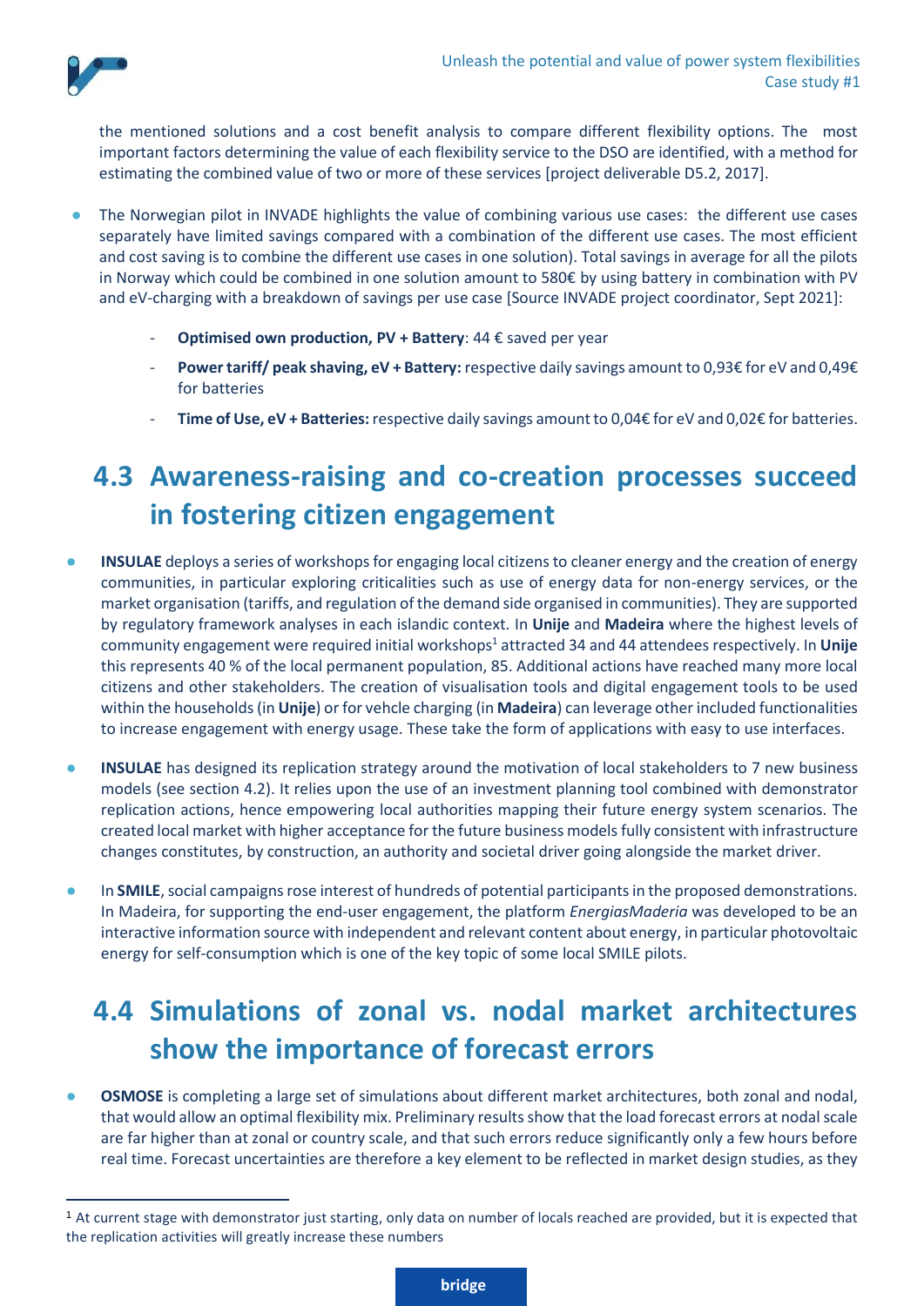the mentioned solutions and a cost benefit analysis to compare different flexibility options. The most important factors determining the value of each flexibility service to the DSO are identified, with a method for estimating the combined value of two or more of these services [project deliverable D5.2, 2017].

- The Norwegian pilot in INVADE highlights the value of combining various use cases: the different use cases separately have limited savings compared with a combination of the different use cases. The most efficient and cost saving is to combine the different use cases in one solution). Total savings in average for all the pilots in Norway which could be combined in one solution amount to 580€ by using battery in combination with PV and eV-charging with a breakdown of savings per use case [Source INVADE project coordinator, Sept 2021]:
  - **Optimised own production, PV + Battery**: 44 € saved per year
  - **Power tariff/ peak shaving, eV + Battery:** respective daily savings amount to 0,93€ for eV and 0,49€ for batteries
  - **Time of Use, eV + Batteries:** respective daily savings amount to 0,04€ for eV and 0,02€ for batteries.

## 4.3 Awareness-raising and co-creation processes succeed in fostering citizen engagement

- **INSULAE** deploys a series of workshops for engaging local citizens to cleaner energy and the creation of energy communities, in particular exploring criticalities such as use of energy data for non-energy services, or the market organisation (tariffs, and regulation of the demand side organised in communities). They are supported by regulatory framework analyses in each islandic context. In **Unije** and **Madeira** where the highest levels of community engagement were required initial workshops[1] attracted 34 and 44 attendees respectively. In **Unije** this represents 40 % of the local permanent population, 85. Additional actions have reached many more local citizens and other stakeholders. The creation of visualisation tools and digital engagement tools to be used within the households (in **Unije**) or for vehcle charging (in **Madeira**) can leverage other included functionalities to increase engagement with energy usage. These take the form of applications with easy to use interfaces.
- **INSULAE** has designed its replication strategy around the motivation of local stakeholders to 7 new business models (see section 4.2). It relies upon the use of an investment planning tool combined with demonstrator replication actions, hence empowering local authorities mapping their future energy system scenarios. The created local market with higher acceptance for the future business models fully consistent with infrastructure changes constitutes, by construction, an authority and societal driver going alongside the market driver.
- In **SMILE**, social campaigns rose interest of hundreds of potential participants in the proposed demonstrations. In Madeira, for supporting the end-user engagement, the platform *EnergiasMaderia* was developed to be an interactive information source with independent and relevant content about energy, in particular photovoltaic energy for self-consumption which is one of the key topic of some local SMILE pilots.

## 4.4 Simulations of zonal vs. nodal market architectures show the importance of forecast errors

- **OSMOSE** is completing a large set of simulations about different market architectures, both zonal and nodal, that would allow an optimal flexibility mix. Preliminary results show that the load forecast errors at nodal scale are far higher than at zonal or country scale, and that such errors reduce significantly only a few hours before real time. Forecast uncertainties are therefore a key element to be reflected in market design studies, as they

[1] At current stage with demonstrator just starting, only data on number of locals reached are provided, but it is expected that the replication activities will greatly increase these numbers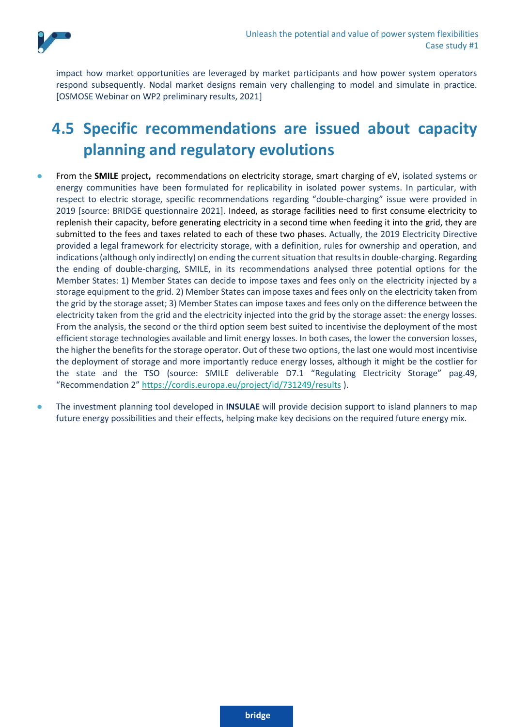impact how market opportunities are leveraged by market participants and how power system operators respond subsequently. Nodal market designs remain very challenging to model and simulate in practice. [OSMOSE Webinar on WP2 preliminary results, 2021]

## 4.5 Specific recommendations are issued about capacity planning and regulatory evolutions

- From the **SMILE** project**,** recommendations on electricity storage, smart charging of eV, isolated systems or energy communities have been formulated for replicability in isolated power systems. In particular, with respect to electric storage, specific recommendations regarding "double-charging" issue were provided in 2019 [source: BRIDGE questionnaire 2021]. Indeed, as storage facilities need to first consume electricity to replenish their capacity, before generating electricity in a second time when feeding it into the grid, they are submitted to the fees and taxes related to each of these two phases. Actually, the 2019 Electricity Directive provided a legal framework for electricity storage, with a definition, rules for ownership and operation, and indications (although only indirectly) on ending the current situation that results in double-charging. Regarding the ending of double-charging, SMILE, in its recommendations analysed three potential options for the Member States: 1) Member States can decide to impose taxes and fees only on the electricity injected by a storage equipment to the grid. 2) Member States can impose taxes and fees only on the electricity taken from the grid by the storage asset; 3) Member States can impose taxes and fees only on the difference between the electricity taken from the grid and the electricity injected into the grid by the storage asset: the energy losses. From the analysis, the second or the third option seem best suited to incentivise the deployment of the most efficient storage technologies available and limit energy losses. In both cases, the lower the conversion losses, the higher the benefits for the storage operator. Out of these two options, the last one would most incentivise the deployment of storage and more importantly reduce energy losses, although it might be the costlier for the state and the TSO (source: SMILE deliverable D7.1 "Regulating Electricity Storage" pag.49, "Recommendation 2" https://cordis.europa.eu/project/id/731249/results ).
- The investment planning tool developed in **INSULAE** will provide decision support to island planners to map future energy possibilities and their effects, helping make key decisions on the required future energy mix.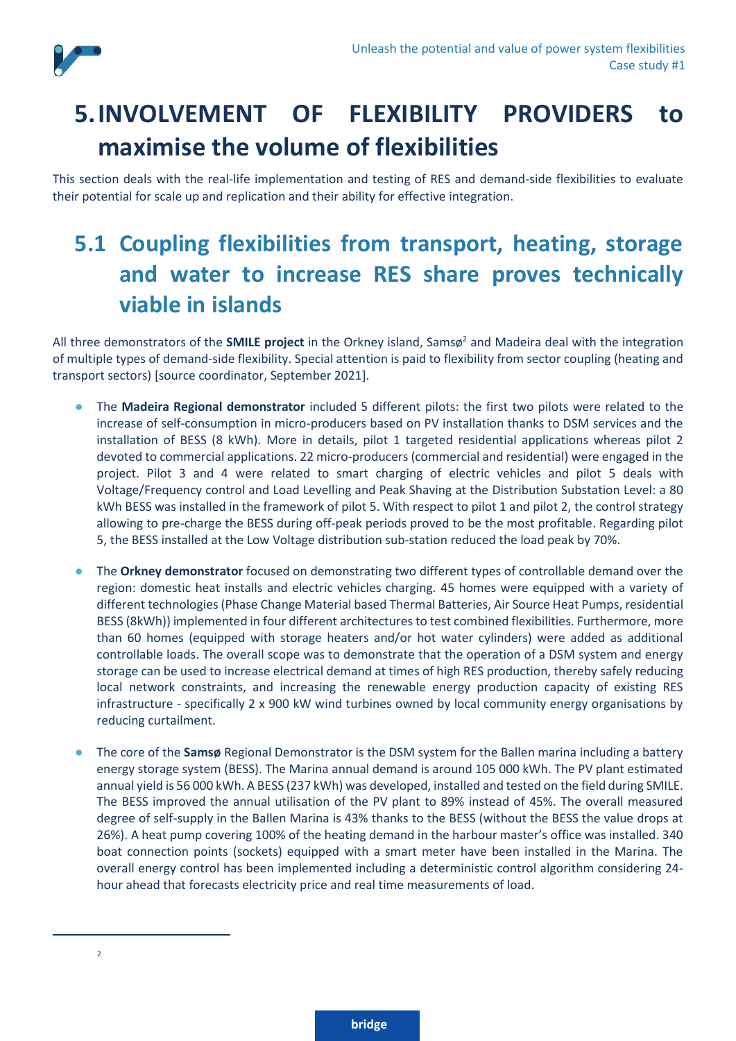# 5. INVOLVEMENT OF FLEXIBILITY PROVIDERS to maximise the volume of flexibilities

This section deals with the real-life implementation and testing of RES and demand-side flexibilities to evaluate their potential for scale up and replication and their ability for effective integration.

## 5.1 Coupling flexibilities from transport, heating, storage and water to increase RES share proves technically viable in islands

All three demonstrators of the **SMILE project** in the Orkney island, Samsø[2] and Madeira deal with the integration of multiple types of demand-side flexibility. Special attention is paid to flexibility from sector coupling (heating and transport sectors) [source coordinator, September 2021].

- The **Madeira Regional demonstrator** included 5 different pilots: the first two pilots were related to the increase of self-consumption in micro-producers based on PV installation thanks to DSM services and the installation of BESS (8 kWh). More in details, pilot 1 targeted residential applications whereas pilot 2 devoted to commercial applications. 22 micro-producers (commercial and residential) were engaged in the project. Pilot 3 and 4 were related to smart charging of electric vehicles and pilot 5 deals with Voltage/Frequency control and Load Levelling and Peak Shaving at the Distribution Substation Level: a 80 kWh BESS was installed in the framework of pilot 5. With respect to pilot 1 and pilot 2, the control strategy allowing to pre-charge the BESS during off-peak periods proved to be the most profitable. Regarding pilot 5, the BESS installed at the Low Voltage distribution sub-station reduced the load peak by 70%.
- The **Orkney demonstrator** focused on demonstrating two different types of controllable demand over the region: domestic heat installs and electric vehicles charging. 45 homes were equipped with a variety of different technologies (Phase Change Material based Thermal Batteries, Air Source Heat Pumps, residential BESS (8kWh)) implemented in four different architectures to test combined flexibilities. Furthermore, more than 60 homes (equipped with storage heaters and/or hot water cylinders) were added as additional controllable loads. The overall scope was to demonstrate that the operation of a DSM system and energy storage can be used to increase electrical demand at times of high RES production, thereby safely reducing local network constraints, and increasing the renewable energy production capacity of existing RES infrastructure - specifically 2 x 900 kW wind turbines owned by local community energy organisations by reducing curtailment.
- The core of the **Samsø** Regional Demonstrator is the DSM system for the Ballen marina including a battery energy storage system (BESS). The Marina annual demand is around 105 000 kWh. The PV plant estimated annual yield is 56 000 kWh. A BESS (237 kWh) was developed, installed and tested on the field during SMILE. The BESS improved the annual utilisation of the PV plant to 89% instead of 45%. The overall measured degree of self-supply in the Ballen Marina is 43% thanks to the BESS (without the BESS the value drops at 26%). A heat pump covering 100% of the heating demand in the harbour master's office was installed. 340 boat connection points (sockets) equipped with a smart meter have been installed in the Marina. The overall energy control has been implemented including a deterministic control algorithm considering 24-hour ahead that forecasts electricity price and real time measurements of load.

---

2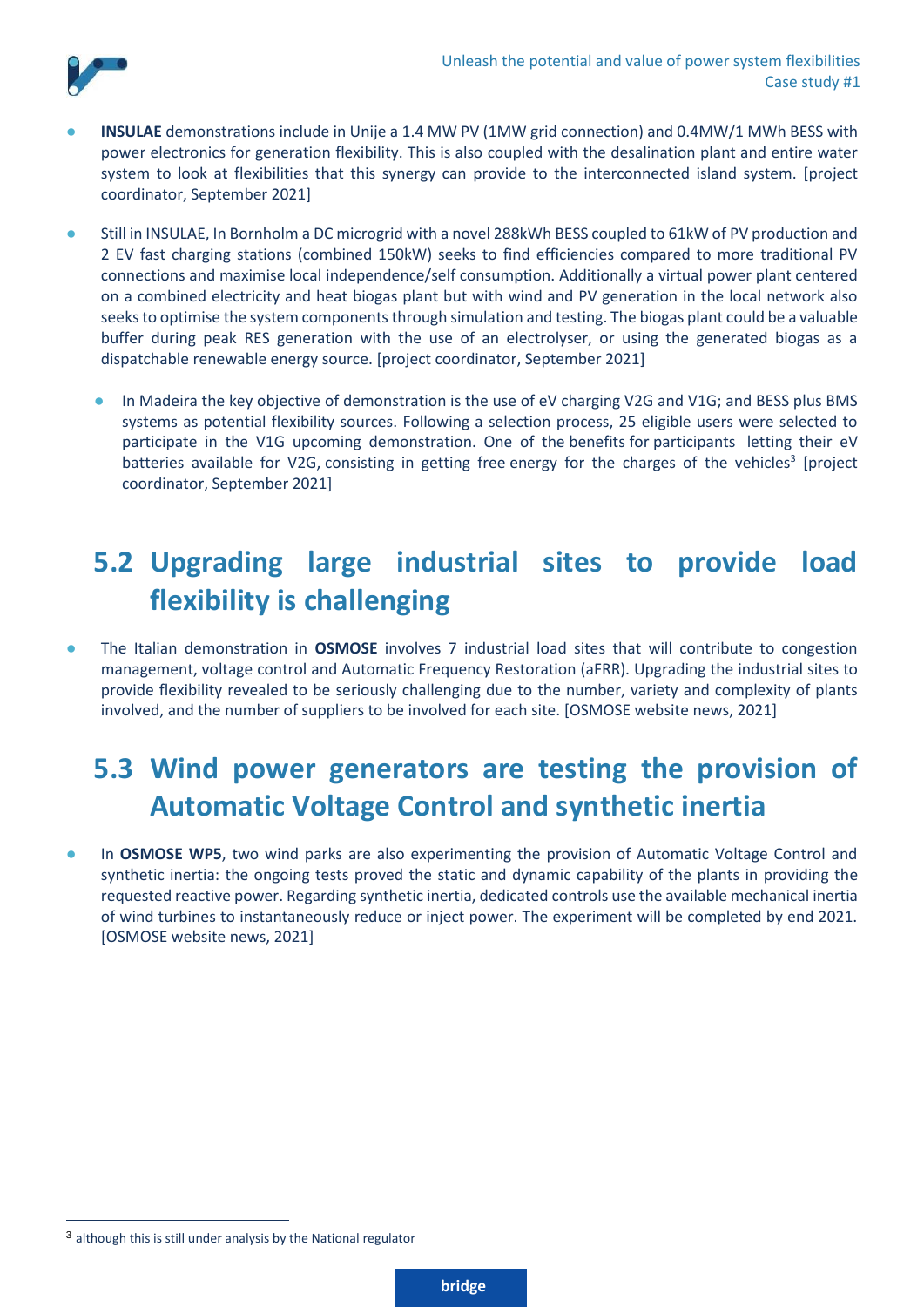- **INSULAE** demonstrations include in Unije a 1.4 MW PV (1MW grid connection) and 0.4MW/1 MWh BESS with power electronics for generation flexibility. This is also coupled with the desalination plant and entire water system to look at flexibilities that this synergy can provide to the interconnected island system. [project coordinator, September 2021]

- Still in INSULAE, In Bornholm a DC microgrid with a novel 288kWh BESS coupled to 61kW of PV production and 2 EV fast charging stations (combined 150kW) seeks to find efficiencies compared to more traditional PV connections and maximise local independence/self consumption. Additionally a virtual power plant centered on a combined electricity and heat biogas plant but with wind and PV generation in the local network also seeks to optimise the system components through simulation and testing. The biogas plant could be a valuable buffer during peak RES generation with the use of an electrolyser, or using the generated biogas as a dispatchable renewable energy source. [project coordinator, September 2021]

  - In Madeira the key objective of demonstration is the use of eV charging V2G and V1G; and BESS plus BMS systems as potential flexibility sources. Following a selection process, 25 eligible users were selected to participate in the V1G upcoming demonstration. One of the benefits for participants letting their eV batteries available for V2G, consisting in getting free energy for the charges of the vehicles[3] [project coordinator, September 2021]

## 5.2 Upgrading large industrial sites to provide load flexibility is challenging

- The Italian demonstration in **OSMOSE** involves 7 industrial load sites that will contribute to congestion management, voltage control and Automatic Frequency Restoration (aFRR). Upgrading the industrial sites to provide flexibility revealed to be seriously challenging due to the number, variety and complexity of plants involved, and the number of suppliers to be involved for each site. [OSMOSE website news, 2021]

## 5.3 Wind power generators are testing the provision of Automatic Voltage Control and synthetic inertia

- In **OSMOSE WP5**, two wind parks are also experimenting the provision of Automatic Voltage Control and synthetic inertia: the ongoing tests proved the static and dynamic capability of the plants in providing the requested reactive power. Regarding synthetic inertia, dedicated controls use the available mechanical inertia of wind turbines to instantaneously reduce or inject power. The experiment will be completed by end 2021. [OSMOSE website news, 2021]

[3] although this is still under analysis by the National regulator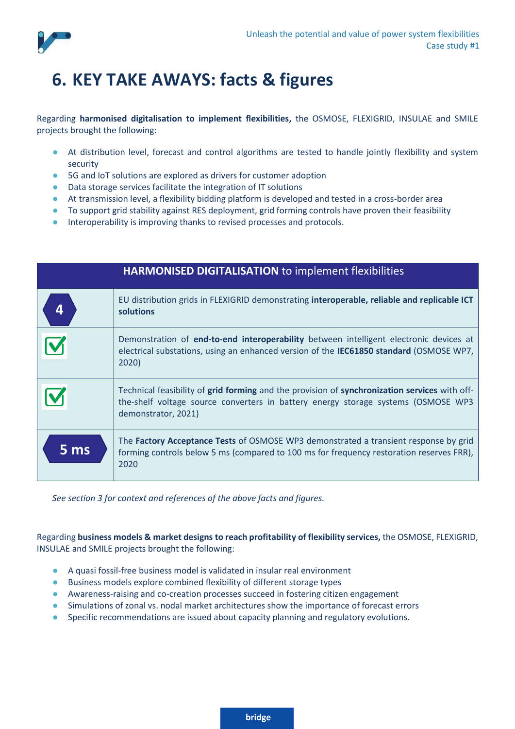# 6. KEY TAKE AWAYS: facts & figures

Regarding **harmonised digitalisation to implement flexibilities,** the OSMOSE, FLEXIGRID, INSULAE and SMILE projects brought the following:

- At distribution level, forecast and control algorithms are tested to handle jointly flexibility and system security
- 5G and IoT solutions are explored as drivers for customer adoption
- Data storage services facilitate the integration of IT solutions
- At transmission level, a flexibility bidding platform is developed and tested in a cross-border area
- To support grid stability against RES deployment, grid forming controls have proven their feasibility
- Interoperability is improving thanks to revised processes and protocols.

| **HARMONISED DIGITALISATION** to implement flexibilities | |
|---|---|
| 4 | EU distribution grids in FLEXIGRID demonstrating **interoperable, reliable and replicable ICT solutions** |
| ☑ | Demonstration of **end-to-end interoperability** between intelligent electronic devices at electrical substations, using an enhanced version of the **IEC61850 standard** (OSMOSE WP7, 2020) |
| ☑ | Technical feasibility of **grid forming** and the provision of **synchronization services** with off-the-shelf voltage source converters in battery energy storage systems (OSMOSE WP3 demonstrator, 2021) |
| 5 ms | The **Factory Acceptance Tests** of OSMOSE WP3 demonstrated a transient response by grid forming controls below 5 ms (compared to 100 ms for frequency restoration reserves FRR), 2020 |

*See section 3 for context and references of the above facts and figures.*

Regarding **business models & market designs to reach profitability of flexibility services,** the OSMOSE, FLEXIGRID, INSULAE and SMILE projects brought the following:

- A quasi fossil-free business model is validated in insular real environment
- Business models explore combined flexibility of different storage types
- Awareness-raising and co-creation processes succeed in fostering citizen engagement
- Simulations of zonal vs. nodal market architectures show the importance of forecast errors
- Specific recommendations are issued about capacity planning and regulatory evolutions.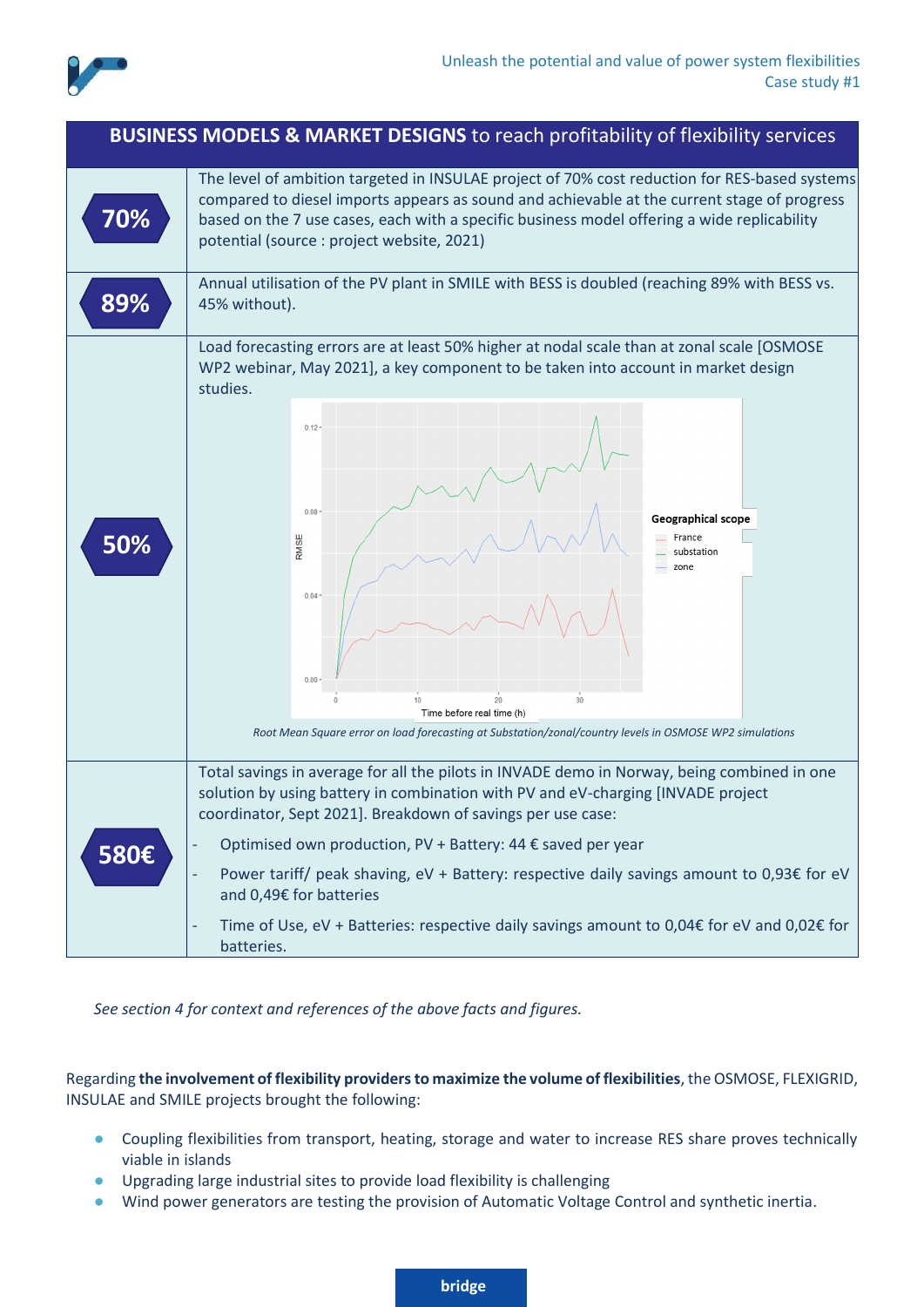## BUSINESS MODELS & MARKET DESIGNS to reach profitability of flexibility services

| | |
|---|---|
| **70%** | The level of ambition targeted in INSULAE project of 70% cost reduction for RES-based systems compared to diesel imports appears as sound and achievable at the current stage of progress based on the 7 use cases, each with a specific business model offering a wide replicability potential (source : project website, 2021) |
| **89%** | Annual utilisation of the PV plant in SMILE with BESS is doubled (reaching 89% with BESS vs. 45% without). |
| **50%** | Load forecasting errors are at least 50% higher at nodal scale than at zonal scale [OSMOSE WP2 webinar, May 2021], a key component to be taken into account in market design studies. *Root Mean Square error on load forecasting at Substation/zonal/country levels in OSMOSE WP2 simulations* |
| **580€** | Total savings in average for all the pilots in INVADE demo in Norway, being combined in one solution by using battery in combination with PV and eV-charging [INVADE project coordinator, Sept 2021]. Breakdown of savings per use case: <br>- Optimised own production, PV + Battery: 44 € saved per year <br>- Power tariff/ peak shaving, eV + Battery: respective daily savings amount to 0,93€ for eV and 0,49€ for batteries <br>- Time of Use, eV + Batteries: respective daily savings amount to 0,04€ for eV and 0,02€ for batteries. |

*See section 4 for context and references of the above facts and figures.*

Regarding **the involvement of flexibility providers to maximize the volume of flexibilities**, the OSMOSE, FLEXIGRID, INSULAE and SMILE projects brought the following:

- Coupling flexibilities from transport, heating, storage and water to increase RES share proves technically viable in islands
- Upgrading large industrial sites to provide load flexibility is challenging
- Wind power generators are testing the provision of Automatic Voltage Control and synthetic inertia.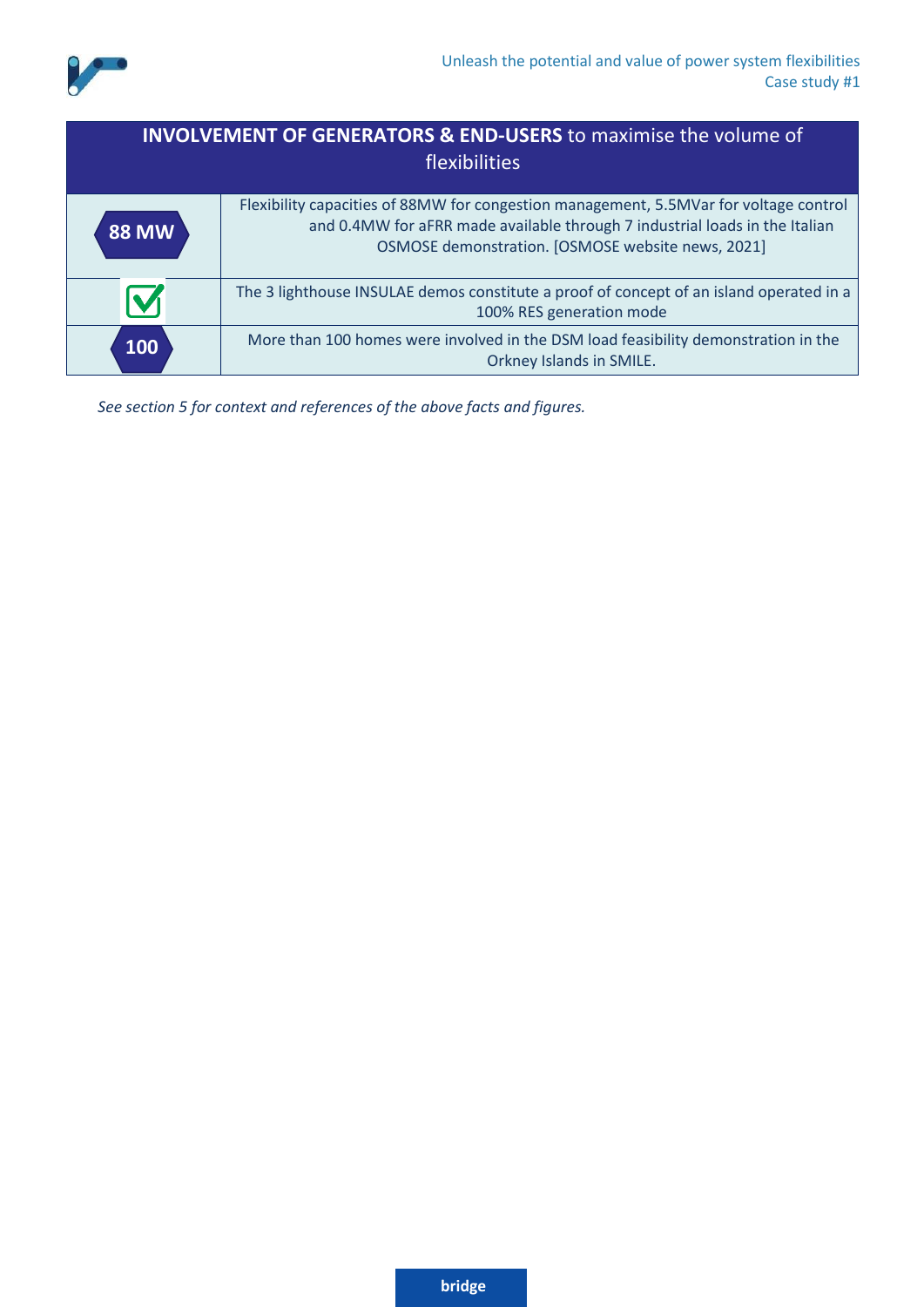| **INVOLVEMENT OF GENERATORS & END-USERS** to maximise the volume of flexibilities | |
|---|---|
| **88 MW** | Flexibility capacities of 88MW for congestion management, 5.5MVar for voltage control and 0.4MW for aFRR made available through 7 industrial loads in the Italian OSMOSE demonstration. [OSMOSE website news, 2021] |
| ☑ | The 3 lighthouse INSULAE demos constitute a proof of concept of an island operated in a 100% RES generation mode |
| **100** | More than 100 homes were involved in the DSM load feasibility demonstration in the Orkney Islands in SMILE. |

*See section 5 for context and references of the above facts and figures.*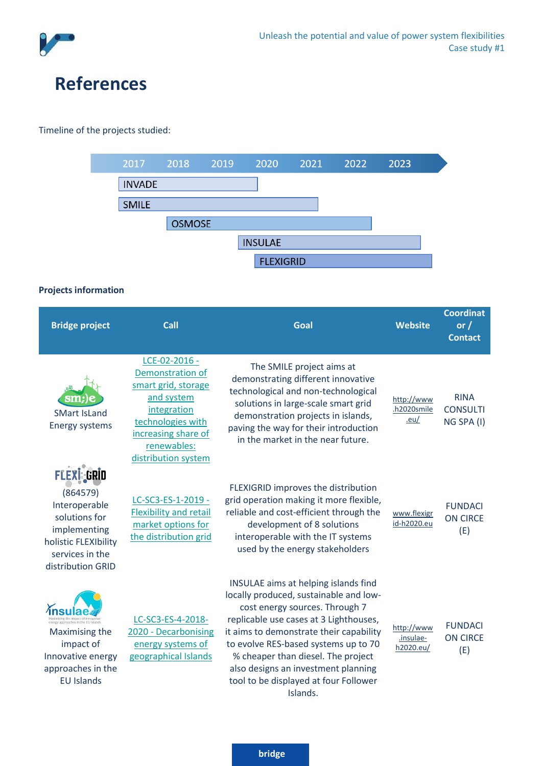# References

Timeline of the projects studied:

| 2017 | 2018 | 2019 | 2020 | 2021 | 2022 | 2023 |
|---|---|---|---|---|---|---|
| INVADE | | | | | | |
| SMILE | | | | | | |
| | OSMOSE | | | | | |
| | | | INSULAE | | | |
| | | | FLEXIGRID | | | |

**Projects information**

| Bridge project | Call | Goal | Website | Coordinator / Contact |
|---|---|---|---|---|
| SMart IsLand Energy systems | LCE-02-2016 - Demonstration of smart grid, storage and system integration technologies with increasing share of renewables: distribution system | The SMILE project aims at demonstrating different innovative technological and non-technological solutions in large-scale smart grid demonstration projects in islands, paving the way for their introduction in the market in the near future. | http://www.h2020smile.eu/ | RINA CONSULTING SPA (I) |
| FLEXIGRID (864579) Interoperable solutions for implementing holistic FLEXIbility services in the distribution GRID | LC-SC3-ES-1-2019 - Flexibility and retail market options for the distribution grid | FLEXIGRID improves the distribution grid operation making it more flexible, reliable and cost-efficient through the development of 8 solutions interoperable with the IT systems used by the energy stakeholders | www.flexigrid-h2020.eu | FUNDACION CIRCE (E) |
| insulae Maximising the impact of Innovative energy approaches in the EU Islands | LC-SC3-ES-4-2018-2020 - Decarbonising energy systems of geographical Islands | INSULAE aims at helping islands find locally produced, sustainable and low-cost energy sources. Through 7 replicable use cases at 3 Lighthouses, it aims to demonstrate their capability to evolve RES-based systems up to 70 % cheaper than diesel. The project also designs an investment planning tool to be displayed at four Follower Islands. | http://www.insulae-h2020.eu/ | FUNDACION CIRCE (E) |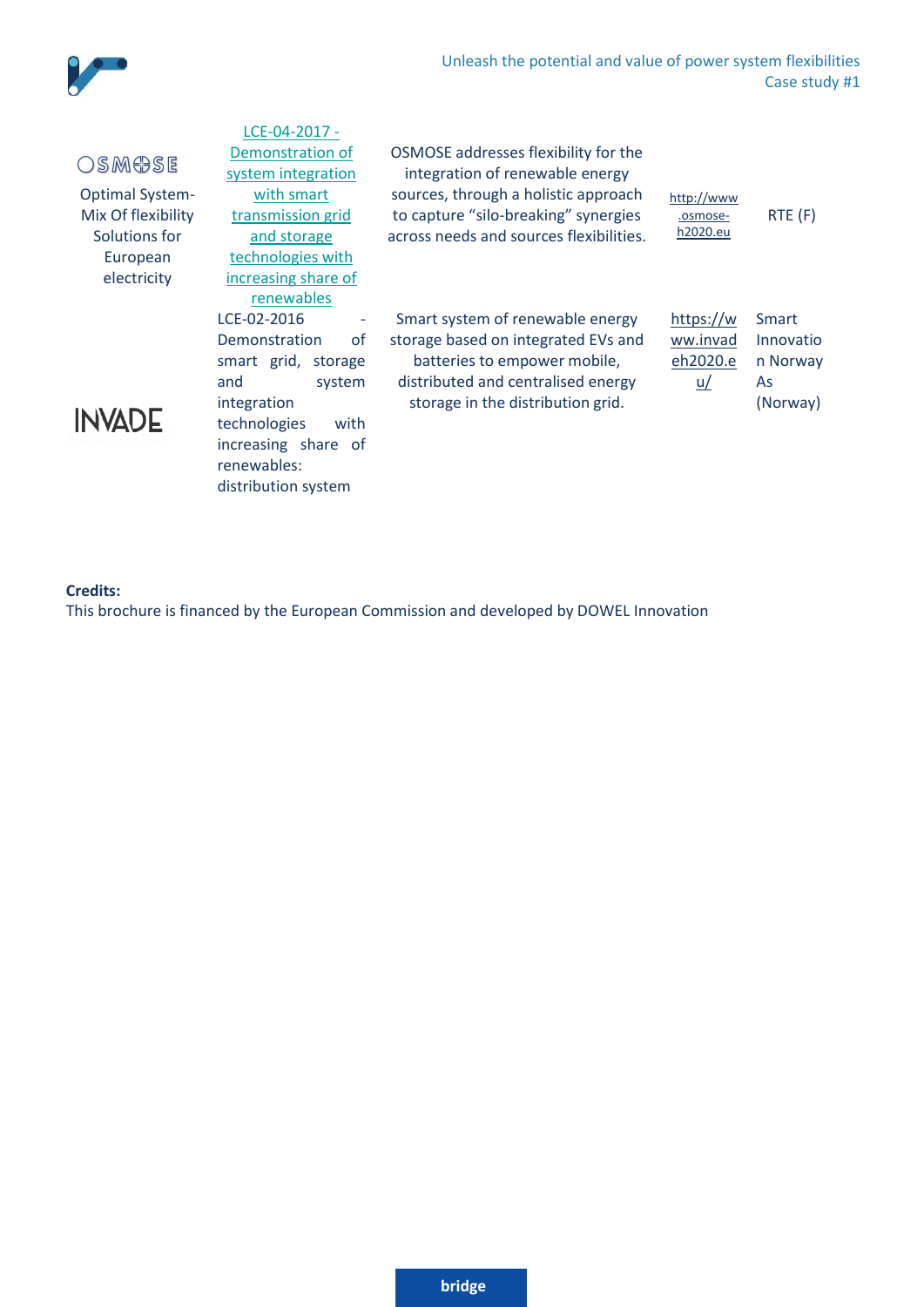| | | | | |
|---|---|---|---|---|
| OSMOSE<br>Optimal System-Mix Of flexibility Solutions for European electricity | LCE-04-2017 - Demonstration of system integration with smart transmission grid and storage technologies with increasing share of renewables | OSMOSE addresses flexibility for the integration of renewable energy sources, through a holistic approach to capture "silo-breaking" synergies across needs and sources flexibilities. | http://www.osmose-h2020.eu | RTE (F) |
| INVADE | LCE-02-2016 - Demonstration of smart grid, storage and system integration technologies with increasing share of renewables: distribution system | Smart system of renewable energy storage based on integrated EVs and batteries to empower mobile, distributed and centralised energy storage in the distribution grid. | https://www.invadeh2020.eu/ | Smart Innovation Norway As (Norway) |

**Credits:**
This brochure is financed by the European Commission and developed by DOWEL Innovation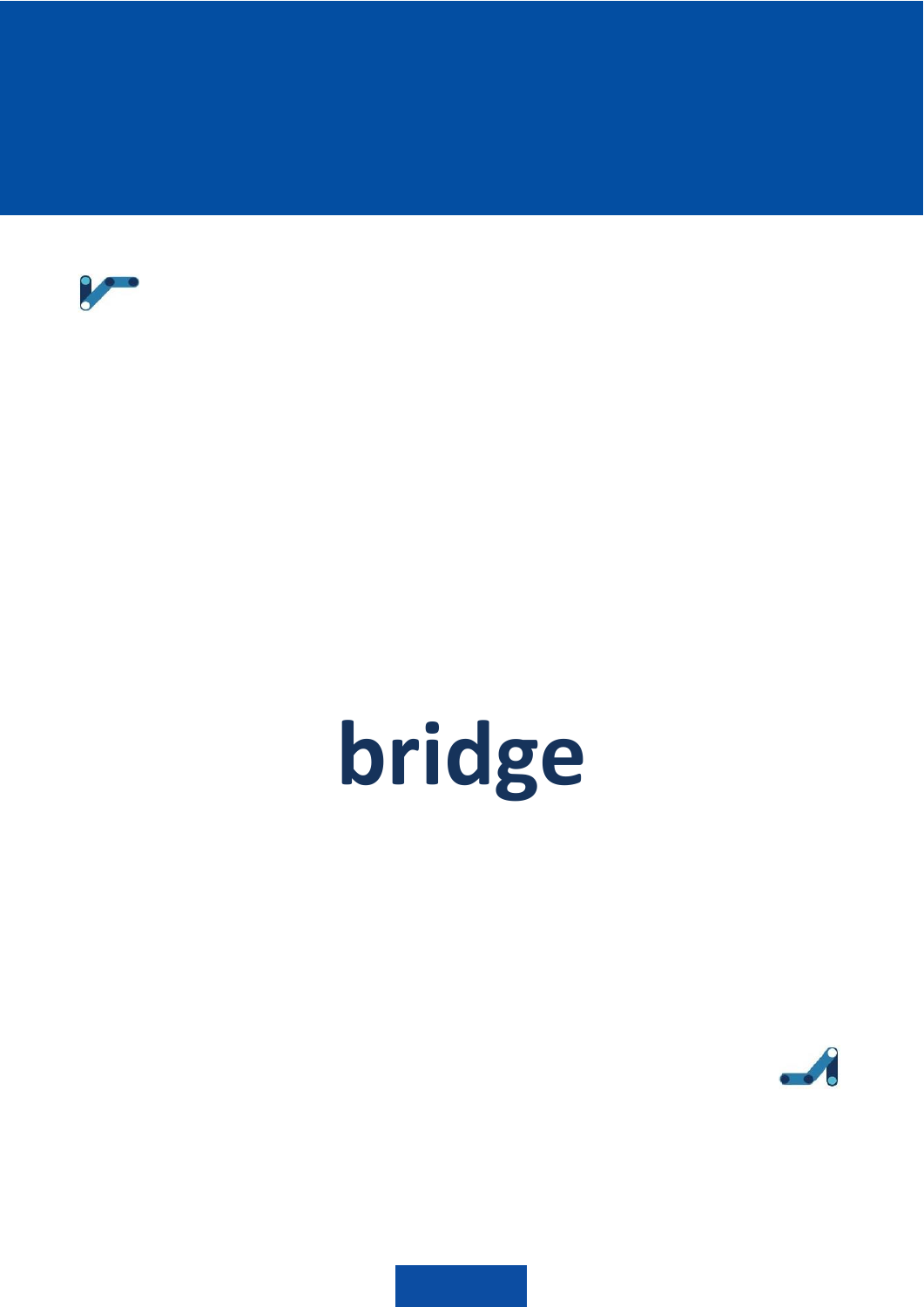bridge